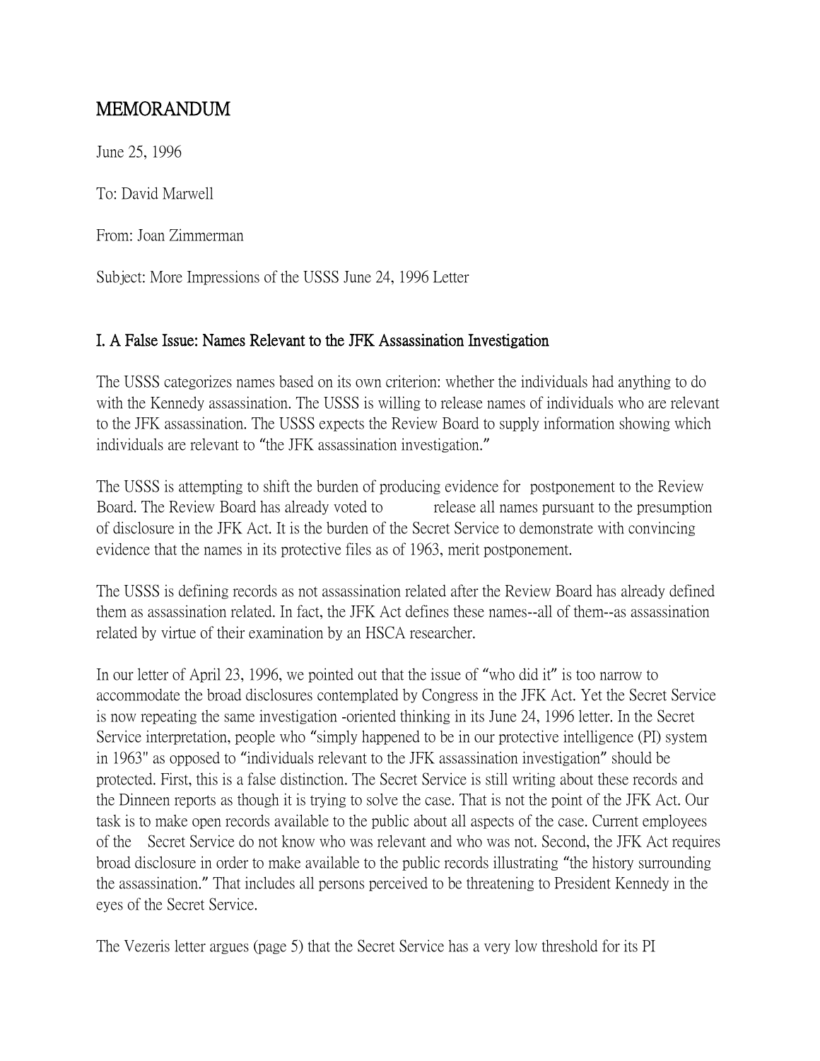# MEMORANDUM

June 25, 1996

To: David Marwell

From: Joan Zimmerman

Subject: More Impressions of the USSS June 24, 1996 Letter

## I. A False Issue: Names Relevant to the JFK Assassination Investigation

The USSS categorizes names based on its own criterion: whether the individuals had anything to do with the Kennedy assassination. The USSS is willing to release names of individuals who are relevant to the JFK assassination. The USSS expects the Review Board to supply information showing which individuals are relevant to "the JFK assassination investigation."

The USSS is attempting to shift the burden of producing evidence for postponement to the Review Board. The Review Board has already voted to release all names pursuant to the presumption of disclosure in the JFK Act. It is the burden of the Secret Service to demonstrate with convincing evidence that the names in its protective files as of 1963, merit postponement.

The USSS is defining records as not assassination related after the Review Board has already defined them as assassination related. In fact, the JFK Act defines these names--all of them--as assassination related by virtue of their examination by an HSCA researcher.

In our letter of April 23, 1996, we pointed out that the issue of "who did it" is too narrow to accommodate the broad disclosures contemplated by Congress in the JFK Act. Yet the Secret Service is now repeating the same investigation -oriented thinking in its June 24, 1996 letter. In the Secret Service interpretation, people who "simply happened to be in our protective intelligence (PI) system in 1963" as opposed to "individuals relevant to the JFK assassination investigation" should be protected. First, this is a false distinction. The Secret Service is still writing about these records and the Dinneen reports as though it is trying to solve the case. That is not the point of the JFK Act. Our task is to make open records available to the public about all aspects of the case. Current employees of the Secret Service do not know who was relevant and who was not. Second, the JFK Act requires broad disclosure in order to make available to the public records illustrating "the history surrounding the assassination." That includes all persons perceived to be threatening to President Kennedy in the eyes of the Secret Service.

The Vezeris letter argues (page 5) that the Secret Service has a very low threshold for its PI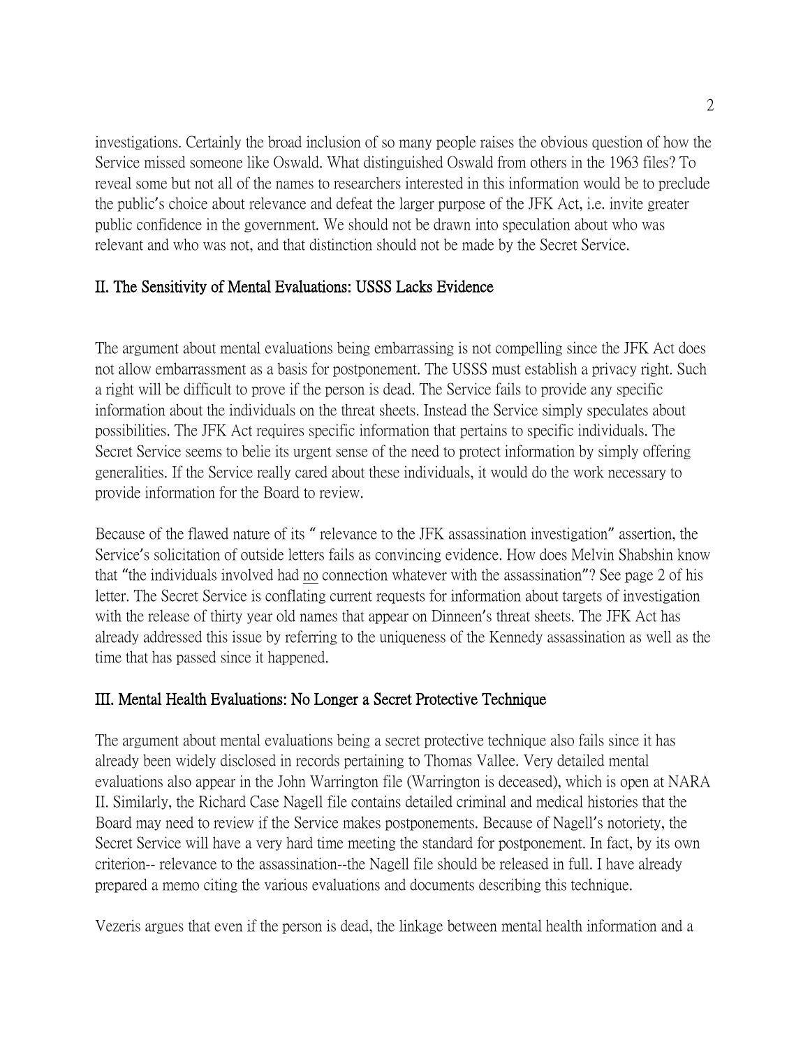investigations. Certainly the broad inclusion of so many people raises the obvious question of how the Service missed someone like Oswald. What distinguished Oswald from others in the 1963 files? To reveal some but not all of the names to researchers interested in this information would be to preclude the public's choice about relevance and defeat the larger purpose of the JFK Act, i.e. invite greater public confidence in the government. We should not be drawn into speculation about who was relevant and who was not, and that distinction should not be made by the Secret Service.

## II. The Sensitivity of Mental Evaluations: USSS Lacks Evidence

The argument about mental evaluations being embarrassing is not compelling since the JFK Act does not allow embarrassment as a basis for postponement. The USSS must establish a privacy right. Such a right will be difficult to prove if the person is dead. The Service fails to provide any specific information about the individuals on the threat sheets. Instead the Service simply speculates about possibilities. The JFK Act requires specific information that pertains to specific individuals. The Secret Service seems to belie its urgent sense of the need to protect information by simply offering generalities. If the Service really cared about these individuals, it would do the work necessary to provide information for the Board to review.

Because of the flawed nature of its " relevance to the JFK assassination investigation" assertion, the Service's solicitation of outside letters fails as convincing evidence. How does Melvin Shabshin know that "the individuals involved had no connection whatever with the assassination"? See page 2 of his letter. The Secret Service is conflating current requests for information about targets of investigation with the release of thirty year old names that appear on Dinneen's threat sheets. The JFK Act has already addressed this issue by referring to the uniqueness of the Kennedy assassination as well as the time that has passed since it happened.

## III. Mental Health Evaluations: No Longer a Secret Protective Technique

The argument about mental evaluations being a secret protective technique also fails since it has already been widely disclosed in records pertaining to Thomas Vallee. Very detailed mental evaluations also appear in the John Warrington file (Warrington is deceased), which is open at NARA II. Similarly, the Richard Case Nagell file contains detailed criminal and medical histories that the Board may need to review if the Service makes postponements. Because of Nagell's notoriety, the Secret Service will have a very hard time meeting the standard for postponement. In fact, by its own criterion-- relevance to the assassination--the Nagell file should be released in full. I have already prepared a memo citing the various evaluations and documents describing this technique.

Vezeris argues that even if the person is dead, the linkage between mental health information and a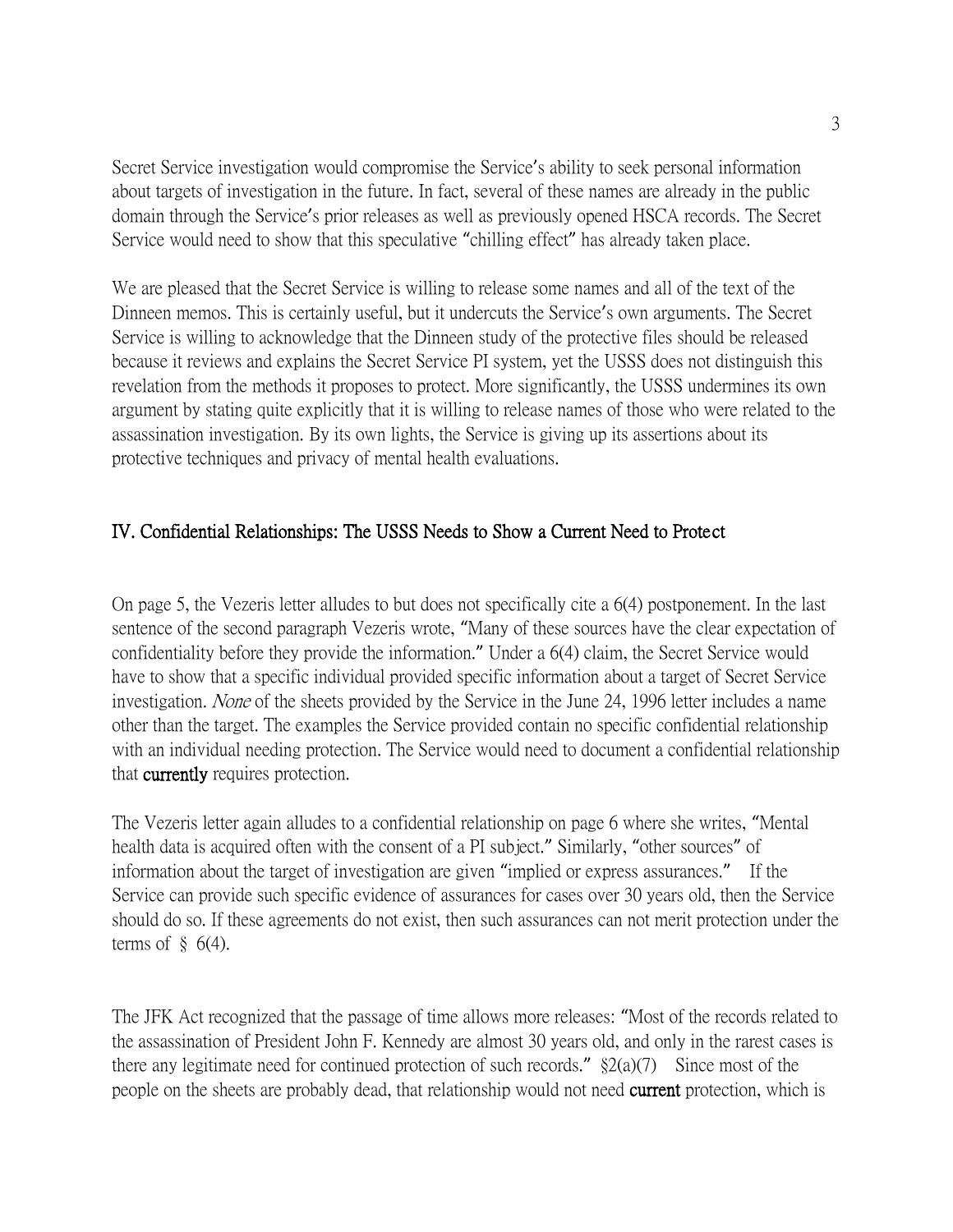Secret Service investigation would compromise the Service's ability to seek personal information about targets of investigation in the future. In fact, several of these names are already in the public domain through the Service's prior releases as well as previously opened HSCA records. The Secret Service would need to show that this speculative "chilling effect" has already taken place.

We are pleased that the Secret Service is willing to release some names and all of the text of the Dinneen memos. This is certainly useful, but it undercuts the Service's own arguments. The Secret Service is willing to acknowledge that the Dinneen study of the protective files should be released because it reviews and explains the Secret Service PI system, yet the USSS does not distinguish this revelation from the methods it proposes to protect. More significantly, the USSS undermines its own argument by stating quite explicitly that it is willing to release names of those who were related to the assassination investigation. By its own lights, the Service is giving up its assertions about its protective techniques and privacy of mental health evaluations.

## IV. Confidential Relationships: The USSS Needs to Show a Current Need to Protect

On page 5, the Vezeris letter alludes to but does not specifically cite a 6(4) postponement. In the last sentence of the second paragraph Vezeris wrote, "Many of these sources have the clear expectation of confidentiality before they provide the information." Under a 6(4) claim, the Secret Service would have to show that a specific individual provided specific information about a target of Secret Service investigation. *None* of the sheets provided by the Service in the June 24, 1996 letter includes a name other than the target. The examples the Service provided contain no specific confidential relationship with an individual needing protection. The Service would need to document a confidential relationship that **currently** requires protection.

The Vezeris letter again alludes to a confidential relationship on page 6 where she writes, "Mental health data is acquired often with the consent of a PI subject." Similarly, "other sources" of information about the target of investigation are given "implied or express assurances." If the Service can provide such specific evidence of assurances for cases over 30 years old, then the Service should do so. If these agreements do not exist, then such assurances can not merit protection under the terms of § 6(4).

The JFK Act recognized that the passage of time allows more releases: "Most of the records related to the assassination of President John F. Kennedy are almost 30 years old, and only in the rarest cases is there any legitimate need for continued protection of such records." §2(a)(7) Since most of the people on the sheets are probably dead, that relationship would not need **current** protection, which is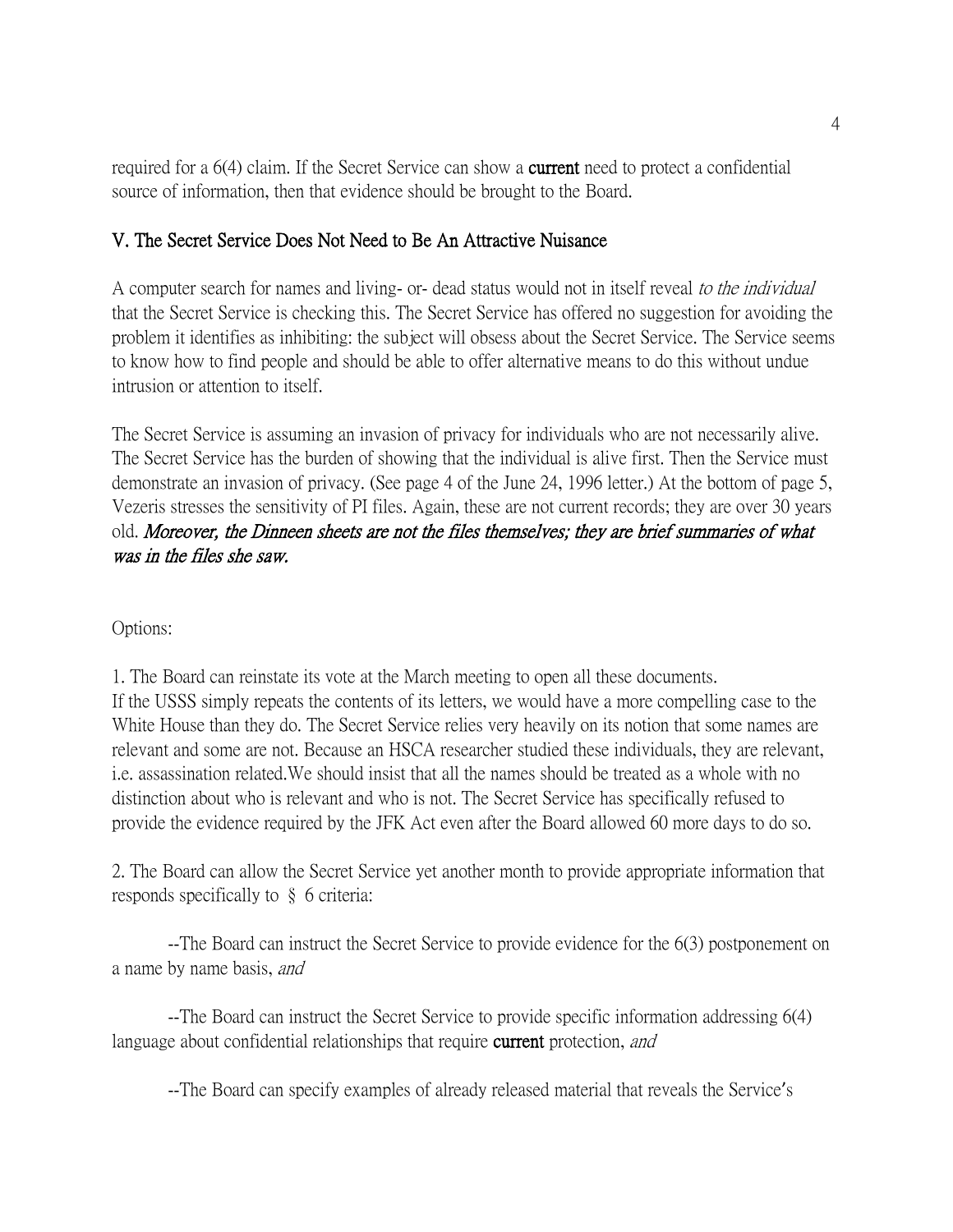required for a 6(4) claim. If the Secret Service can show a **current** need to protect a confidential source of information, then that evidence should be brought to the Board.

## V. The Secret Service Does Not Need to Be An Attractive Nuisance

A computer search for names and living- or- dead status would not in itself reveal *to the individual* that the Secret Service is checking this. The Secret Service has offered no suggestion for avoiding the problem it identifies as inhibiting: the subject will obsess about the Secret Service. The Service seems to know how to find people and should be able to offer alternative means to do this without undue intrusion or attention to itself.

The Secret Service is assuming an invasion of privacy for individuals who are not necessarily alive. The Secret Service has the burden of showing that the individual is alive first. Then the Service must demonstrate an invasion of privacy. (See page 4 of the June 24, 1996 letter.) At the bottom of page 5, Vezeris stresses the sensitivity of PI files. Again, these are not current records; they are over 30 years old. ***Moreover, the Dinneen sheets are not the files themselves; they are brief summaries of what was in the files she saw.***

Options:

1. The Board can reinstate its vote at the March meeting to open all these documents.
If the USSS simply repeats the contents of its letters, we would have a more compelling case to the White House than they do. The Secret Service relies very heavily on its notion that some names are relevant and some are not. Because an HSCA researcher studied these individuals, they are relevant, i.e. assassination related.We should insist that all the names should be treated as a whole with no distinction about who is relevant and who is not. The Secret Service has specifically refused to provide the evidence required by the JFK Act even after the Board allowed 60 more days to do so.

2. The Board can allow the Secret Service yet another month to provide appropriate information that responds specifically to § 6 criteria:

--The Board can instruct the Secret Service to provide evidence for the 6(3) postponement on a name by name basis, *and*

--The Board can instruct the Secret Service to provide specific information addressing 6(4) language about confidential relationships that require **current** protection, *and*

--The Board can specify examples of already released material that reveals the Service's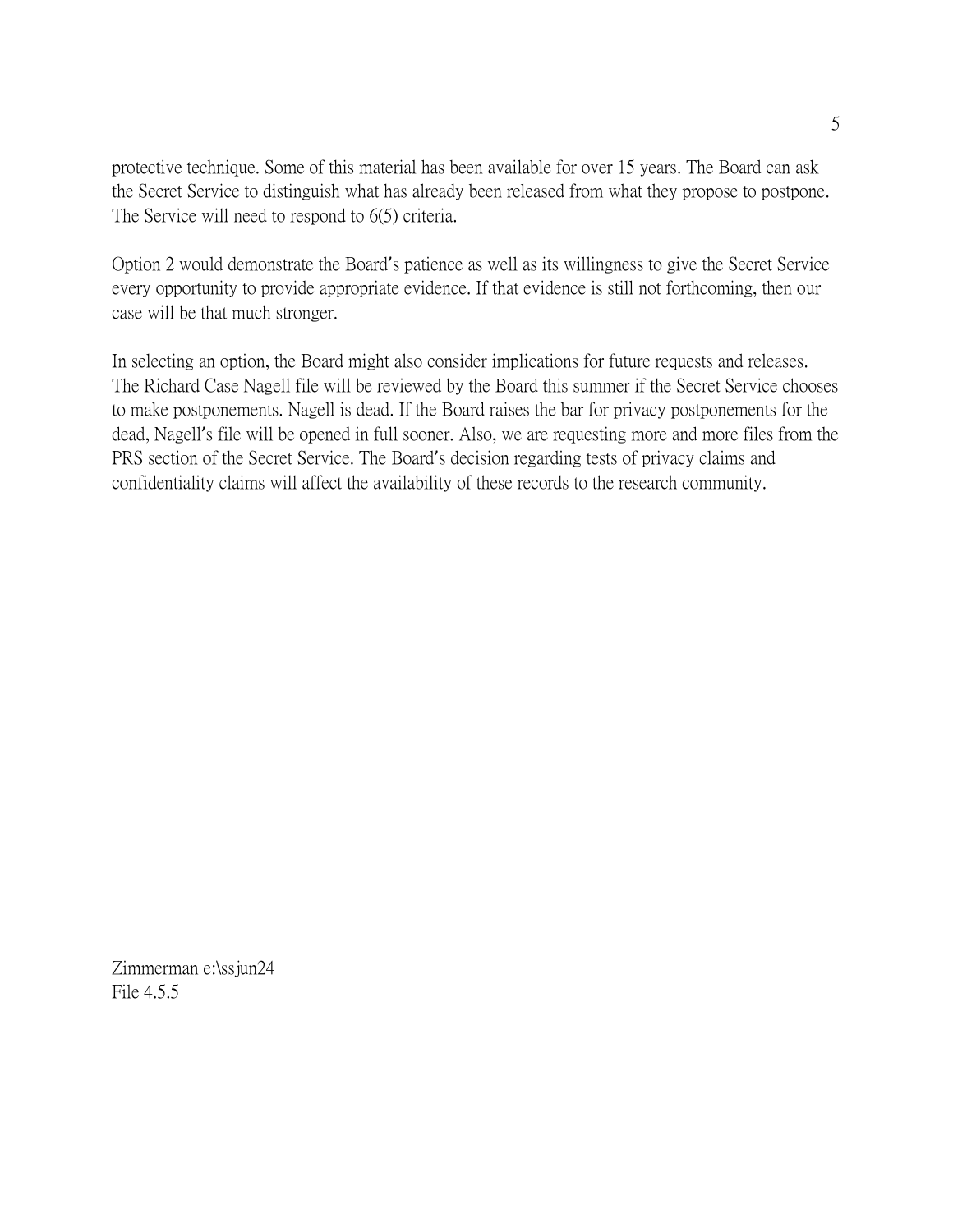protective technique. Some of this material has been available for over 15 years. The Board can ask the Secret Service to distinguish what has already been released from what they propose to postpone. The Service will need to respond to 6(5) criteria.

Option 2 would demonstrate the Board's patience as well as its willingness to give the Secret Service every opportunity to provide appropriate evidence. If that evidence is still not forthcoming, then our case will be that much stronger.

In selecting an option, the Board might also consider implications for future requests and releases. The Richard Case Nagell file will be reviewed by the Board this summer if the Secret Service chooses to make postponements. Nagell is dead. If the Board raises the bar for privacy postponements for the dead, Nagell's file will be opened in full sooner. Also, we are requesting more and more files from the PRS section of the Secret Service. The Board's decision regarding tests of privacy claims and confidentiality claims will affect the availability of these records to the research community.

Zimmerman e:\ssjun24
File 4.5.5